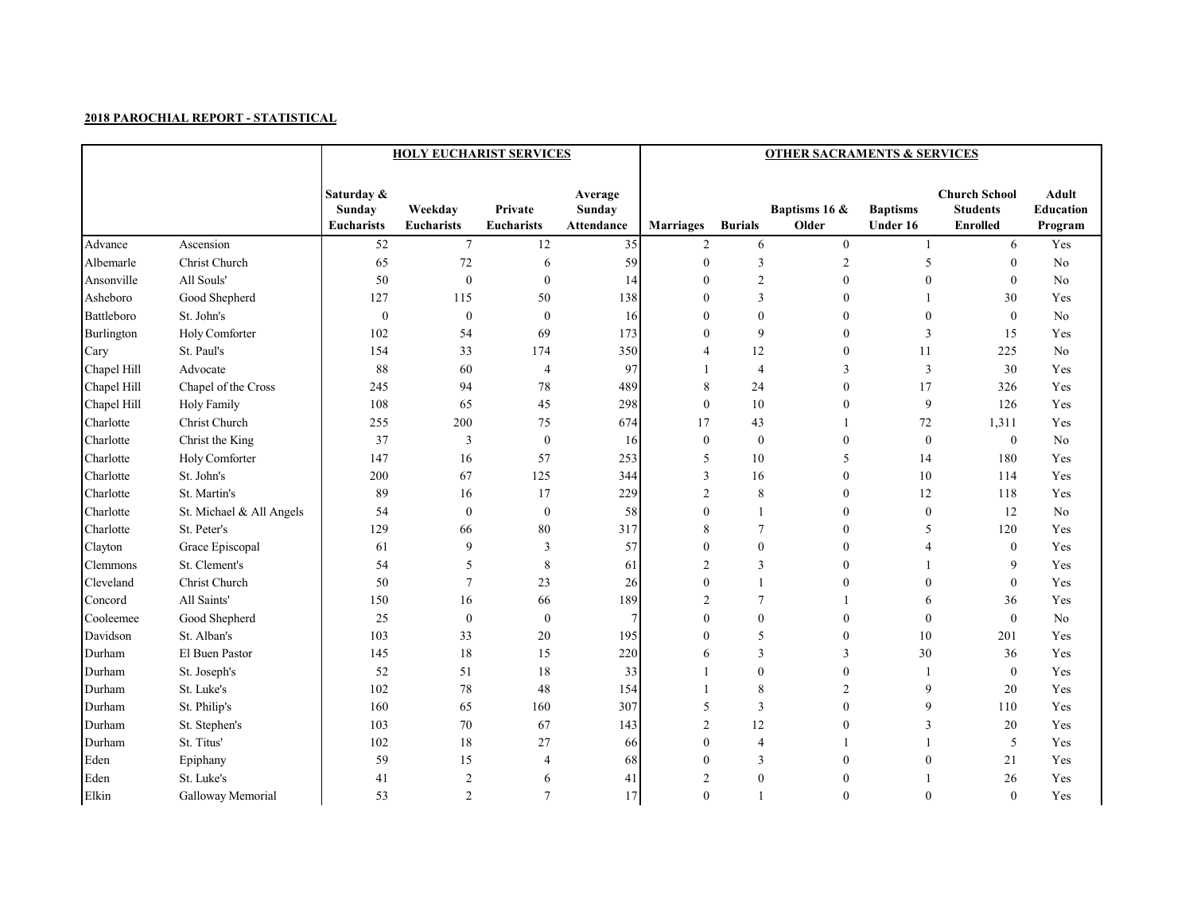**2018 PAROCHIAL REPORT - STATISTICAL**

| | | HOLY EUCHARIST SERVICES | | | | OTHER SACRAMENTS & SERVICES | | | | | |
|---|---|---|---|---|---|---|---|---|---|---|---|
| | | Saturday & Sunday Eucharists | Weekday Eucharists | Private Eucharists | Average Sunday Attendance | Marriages | Burials | Baptisms 16 & Older | Baptisms Under 16 | Church School Students Enrolled | Adult Education Program |
| Advance | Ascension | 52 | 7 | 12 | 35 | 2 | 6 | 0 | 1 | 6 | Yes |
| Albemarle | Christ Church | 65 | 72 | 6 | 59 | 0 | 3 | 2 | 5 | 0 | No |
| Ansonville | All Souls' | 50 | 0 | 0 | 14 | 0 | 2 | 0 | 0 | 0 | No |
| Asheboro | Good Shepherd | 127 | 115 | 50 | 138 | 0 | 3 | 0 | 1 | 30 | Yes |
| Battleboro | St. John's | 0 | 0 | 0 | 16 | 0 | 0 | 0 | 0 | 0 | No |
| Burlington | Holy Comforter | 102 | 54 | 69 | 173 | 0 | 9 | 0 | 3 | 15 | Yes |
| Cary | St. Paul's | 154 | 33 | 174 | 350 | 4 | 12 | 0 | 11 | 225 | No |
| Chapel Hill | Advocate | 88 | 60 | 4 | 97 | 1 | 4 | 3 | 3 | 30 | Yes |
| Chapel Hill | Chapel of the Cross | 245 | 94 | 78 | 489 | 8 | 24 | 0 | 17 | 326 | Yes |
| Chapel Hill | Holy Family | 108 | 65 | 45 | 298 | 0 | 10 | 0 | 9 | 126 | Yes |
| Charlotte | Christ Church | 255 | 200 | 75 | 674 | 17 | 43 | 1 | 72 | 1,311 | Yes |
| Charlotte | Christ the King | 37 | 3 | 0 | 16 | 0 | 0 | 0 | 0 | 0 | No |
| Charlotte | Holy Comforter | 147 | 16 | 57 | 253 | 5 | 10 | 5 | 14 | 180 | Yes |
| Charlotte | St. John's | 200 | 67 | 125 | 344 | 3 | 16 | 0 | 10 | 114 | Yes |
| Charlotte | St. Martin's | 89 | 16 | 17 | 229 | 2 | 8 | 0 | 12 | 118 | Yes |
| Charlotte | St. Michael & All Angels | 54 | 0 | 0 | 58 | 0 | 1 | 0 | 0 | 12 | No |
| Charlotte | St. Peter's | 129 | 66 | 80 | 317 | 8 | 7 | 0 | 5 | 120 | Yes |
| Clayton | Grace Episcopal | 61 | 9 | 3 | 57 | 0 | 0 | 0 | 4 | 0 | Yes |
| Clemmons | St. Clement's | 54 | 5 | 8 | 61 | 2 | 3 | 0 | 1 | 9 | Yes |
| Cleveland | Christ Church | 50 | 7 | 23 | 26 | 0 | 1 | 0 | 0 | 0 | Yes |
| Concord | All Saints' | 150 | 16 | 66 | 189 | 2 | 7 | 1 | 6 | 36 | Yes |
| Cooleemee | Good Shepherd | 25 | 0 | 0 | 7 | 0 | 0 | 0 | 0 | 0 | No |
| Davidson | St. Alban's | 103 | 33 | 20 | 195 | 0 | 5 | 0 | 10 | 201 | Yes |
| Durham | El Buen Pastor | 145 | 18 | 15 | 220 | 6 | 3 | 3 | 30 | 36 | Yes |
| Durham | St. Joseph's | 52 | 51 | 18 | 33 | 1 | 0 | 0 | 1 | 0 | Yes |
| Durham | St. Luke's | 102 | 78 | 48 | 154 | 1 | 8 | 2 | 9 | 20 | Yes |
| Durham | St. Philip's | 160 | 65 | 160 | 307 | 5 | 3 | 0 | 9 | 110 | Yes |
| Durham | St. Stephen's | 103 | 70 | 67 | 143 | 2 | 12 | 0 | 3 | 20 | Yes |
| Durham | St. Titus' | 102 | 18 | 27 | 66 | 0 | 4 | 1 | 1 | 5 | Yes |
| Eden | Epiphany | 59 | 15 | 4 | 68 | 0 | 3 | 0 | 0 | 21 | Yes |
| Eden | St. Luke's | 41 | 2 | 6 | 41 | 2 | 0 | 0 | 1 | 26 | Yes |
| Elkin | Galloway Memorial | 53 | 2 | 7 | 17 | 0 | 1 | 0 | 0 | 0 | Yes |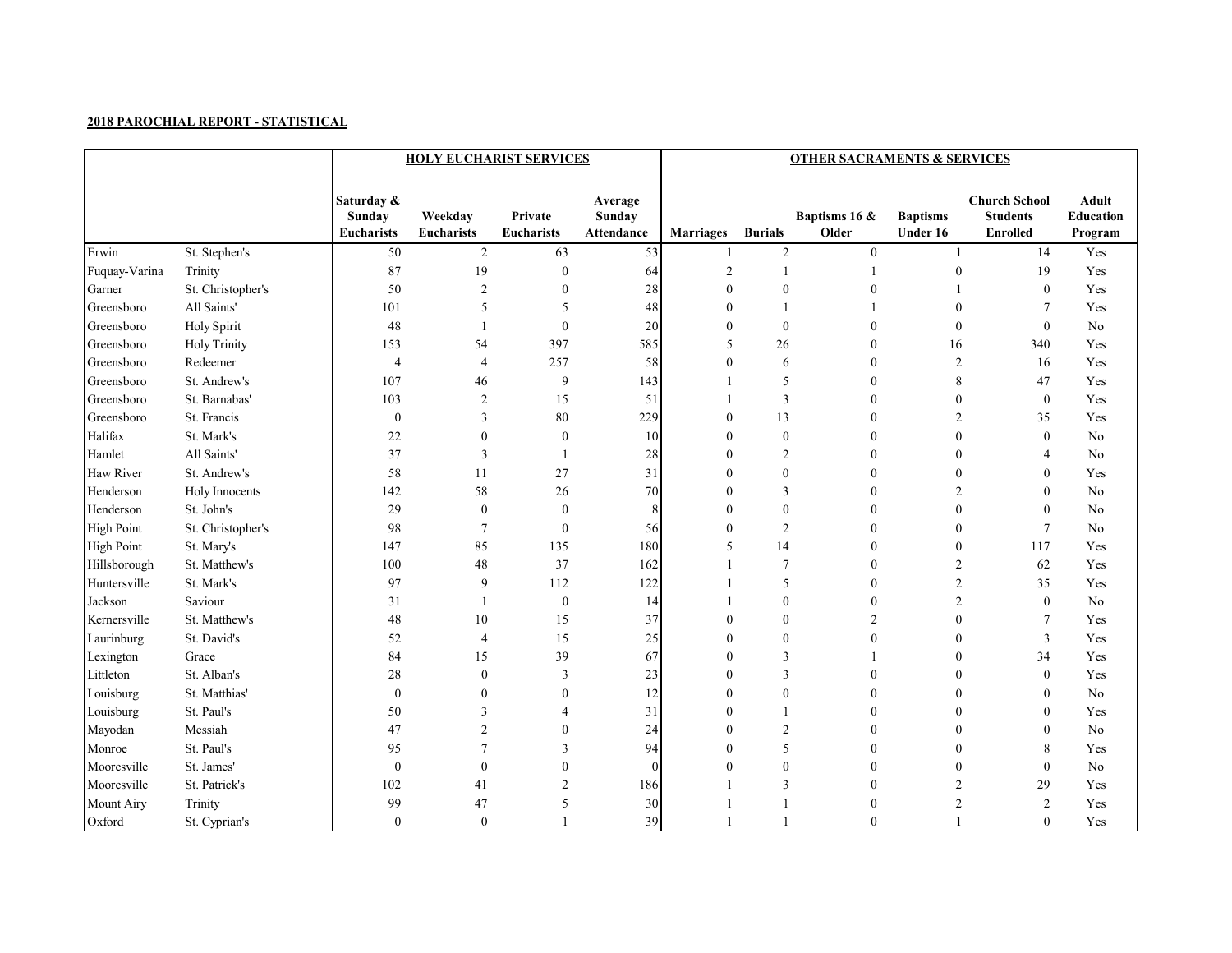**2018 PAROCHIAL REPORT - STATISTICAL**

| | | HOLY EUCHARIST SERVICES | | | | OTHER SACRAMENTS & SERVICES | | | | | |
|---|---|---|---|---|---|---|---|---|---|---|---|
| | | Saturday & Sunday Eucharists | Weekday Eucharists | Private Eucharists | Average Sunday Attendance | Marriages | Burials | Baptisms 16 & Older | Baptisms Under 16 | Church School Students Enrolled | Adult Education Program |
| Erwin | St. Stephen's | 50 | 2 | 63 | 53 | 1 | 2 | 0 | 1 | 14 | Yes |
| Fuquay-Varina | Trinity | 87 | 19 | 0 | 64 | 2 | 1 | 1 | 0 | 19 | Yes |
| Garner | St. Christopher's | 50 | 2 | 0 | 28 | 0 | 0 | 0 | 1 | 0 | Yes |
| Greensboro | All Saints' | 101 | 5 | 5 | 48 | 0 | 1 | 1 | 0 | 7 | Yes |
| Greensboro | Holy Spirit | 48 | 1 | 0 | 20 | 0 | 0 | 0 | 0 | 0 | No |
| Greensboro | Holy Trinity | 153 | 54 | 397 | 585 | 5 | 26 | 0 | 16 | 340 | Yes |
| Greensboro | Redeemer | 4 | 4 | 257 | 58 | 0 | 6 | 0 | 2 | 16 | Yes |
| Greensboro | St. Andrew's | 107 | 46 | 9 | 143 | 1 | 5 | 0 | 8 | 47 | Yes |
| Greensboro | St. Barnabas' | 103 | 2 | 15 | 51 | 1 | 3 | 0 | 0 | 0 | Yes |
| Greensboro | St. Francis | 0 | 3 | 80 | 229 | 0 | 13 | 0 | 2 | 35 | Yes |
| Halifax | St. Mark's | 22 | 0 | 0 | 10 | 0 | 0 | 0 | 0 | 0 | No |
| Hamlet | All Saints' | 37 | 3 | 1 | 28 | 0 | 2 | 0 | 0 | 4 | No |
| Haw River | St. Andrew's | 58 | 11 | 27 | 31 | 0 | 0 | 0 | 0 | 0 | Yes |
| Henderson | Holy Innocents | 142 | 58 | 26 | 70 | 0 | 3 | 0 | 2 | 0 | No |
| Henderson | St. John's | 29 | 0 | 0 | 8 | 0 | 0 | 0 | 0 | 0 | No |
| High Point | St. Christopher's | 98 | 7 | 0 | 56 | 0 | 2 | 0 | 0 | 7 | No |
| High Point | St. Mary's | 147 | 85 | 135 | 180 | 5 | 14 | 0 | 0 | 117 | Yes |
| Hillsborough | St. Matthew's | 100 | 48 | 37 | 162 | 1 | 7 | 0 | 2 | 62 | Yes |
| Huntersville | St. Mark's | 97 | 9 | 112 | 122 | 1 | 5 | 0 | 2 | 35 | Yes |
| Jackson | Saviour | 31 | 1 | 0 | 14 | 1 | 0 | 0 | 2 | 0 | No |
| Kernersville | St. Matthew's | 48 | 10 | 15 | 37 | 0 | 0 | 2 | 0 | 7 | Yes |
| Laurinburg | St. David's | 52 | 4 | 15 | 25 | 0 | 0 | 0 | 0 | 3 | Yes |
| Lexington | Grace | 84 | 15 | 39 | 67 | 0 | 3 | 1 | 0 | 34 | Yes |
| Littleton | St. Alban's | 28 | 0 | 3 | 23 | 0 | 3 | 0 | 0 | 0 | Yes |
| Louisburg | St. Matthias' | 0 | 0 | 0 | 12 | 0 | 0 | 0 | 0 | 0 | No |
| Louisburg | St. Paul's | 50 | 3 | 4 | 31 | 0 | 1 | 0 | 0 | 0 | Yes |
| Mayodan | Messiah | 47 | 2 | 0 | 24 | 0 | 2 | 0 | 0 | 0 | No |
| Monroe | St. Paul's | 95 | 7 | 3 | 94 | 0 | 5 | 0 | 0 | 8 | Yes |
| Mooresville | St. James' | 0 | 0 | 0 | 0 | 0 | 0 | 0 | 0 | 0 | No |
| Mooresville | St. Patrick's | 102 | 41 | 2 | 186 | 1 | 3 | 0 | 2 | 29 | Yes |
| Mount Airy | Trinity | 99 | 47 | 5 | 30 | 1 | 1 | 0 | 2 | 2 | Yes |
| Oxford | St. Cyprian's | 0 | 0 | 1 | 39 | 1 | 1 | 0 | 1 | 0 | Yes |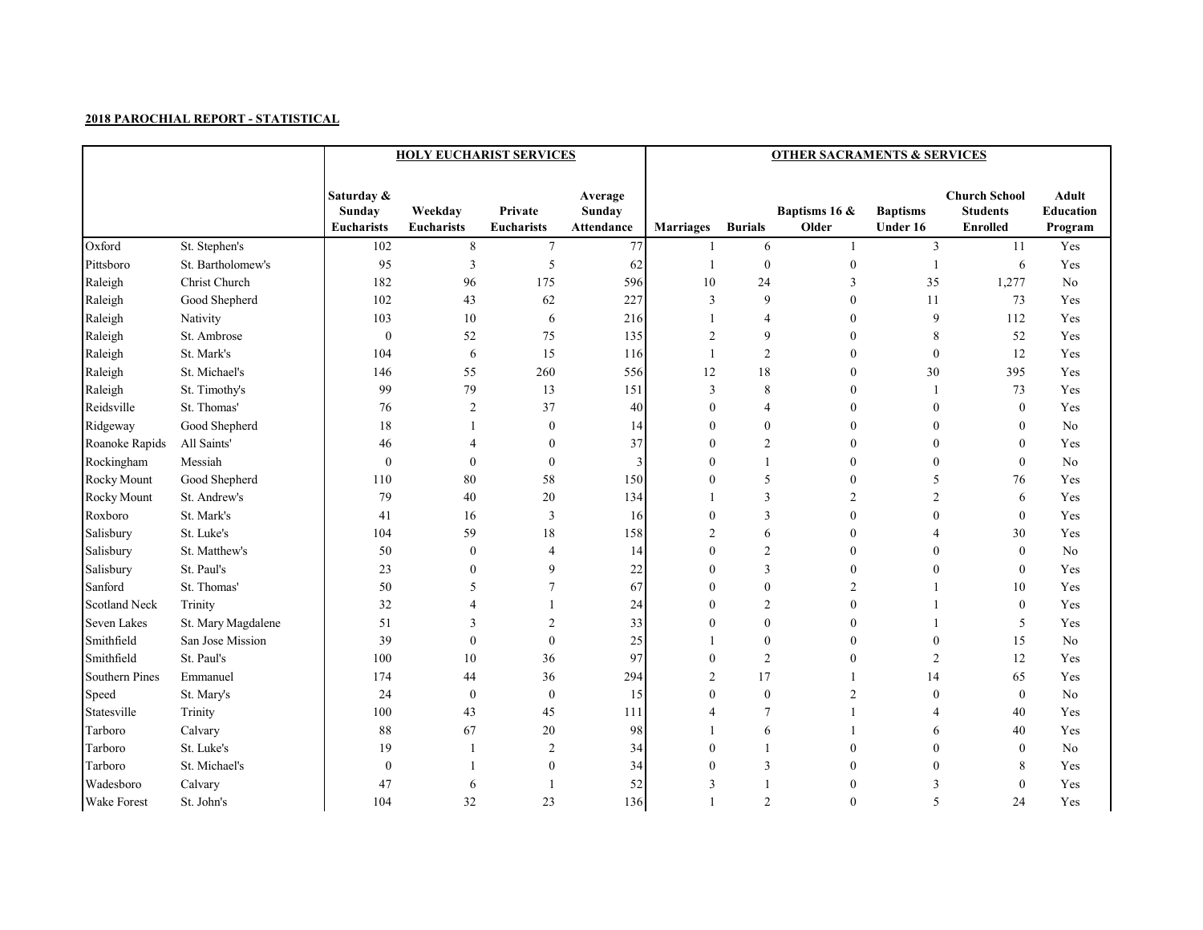**2018 PAROCHIAL REPORT - STATISTICAL**

| | | HOLY EUCHARIST SERVICES | | | | OTHER SACRAMENTS & SERVICES | | | | | |
|---|---|---|---|---|---|---|---|---|---|---|---|
| | | Saturday & Sunday Eucharists | Weekday Eucharists | Private Eucharists | Average Sunday Attendance | Marriages | Burials | Baptisms 16 & Older | Baptisms Under 16 | Church School Students Enrolled | Adult Education Program |
| Oxford | St. Stephen's | 102 | 8 | 7 | 77 | 1 | 6 | 1 | 3 | 11 | Yes |
| Pittsboro | St. Bartholomew's | 95 | 3 | 5 | 62 | 1 | 0 | 0 | 1 | 6 | Yes |
| Raleigh | Christ Church | 182 | 96 | 175 | 596 | 10 | 24 | 3 | 35 | 1,277 | No |
| Raleigh | Good Shepherd | 102 | 43 | 62 | 227 | 3 | 9 | 0 | 11 | 73 | Yes |
| Raleigh | Nativity | 103 | 10 | 6 | 216 | 1 | 4 | 0 | 9 | 112 | Yes |
| Raleigh | St. Ambrose | 0 | 52 | 75 | 135 | 2 | 9 | 0 | 8 | 52 | Yes |
| Raleigh | St. Mark's | 104 | 6 | 15 | 116 | 1 | 2 | 0 | 0 | 12 | Yes |
| Raleigh | St. Michael's | 146 | 55 | 260 | 556 | 12 | 18 | 0 | 30 | 395 | Yes |
| Raleigh | St. Timothy's | 99 | 79 | 13 | 151 | 3 | 8 | 0 | 1 | 73 | Yes |
| Reidsville | St. Thomas' | 76 | 2 | 37 | 40 | 0 | 4 | 0 | 0 | 0 | Yes |
| Ridgeway | Good Shepherd | 18 | 1 | 0 | 14 | 0 | 0 | 0 | 0 | 0 | No |
| Roanoke Rapids | All Saints' | 46 | 4 | 0 | 37 | 0 | 2 | 0 | 0 | 0 | Yes |
| Rockingham | Messiah | 0 | 0 | 0 | 3 | 0 | 1 | 0 | 0 | 0 | No |
| Rocky Mount | Good Shepherd | 110 | 80 | 58 | 150 | 0 | 5 | 0 | 5 | 76 | Yes |
| Rocky Mount | St. Andrew's | 79 | 40 | 20 | 134 | 1 | 3 | 2 | 2 | 6 | Yes |
| Roxboro | St. Mark's | 41 | 16 | 3 | 16 | 0 | 3 | 0 | 0 | 0 | Yes |
| Salisbury | St. Luke's | 104 | 59 | 18 | 158 | 2 | 6 | 0 | 4 | 30 | Yes |
| Salisbury | St. Matthew's | 50 | 0 | 4 | 14 | 0 | 2 | 0 | 0 | 0 | No |
| Salisbury | St. Paul's | 23 | 0 | 9 | 22 | 0 | 3 | 0 | 0 | 0 | Yes |
| Sanford | St. Thomas' | 50 | 5 | 7 | 67 | 0 | 0 | 2 | 1 | 10 | Yes |
| Scotland Neck | Trinity | 32 | 4 | 1 | 24 | 0 | 2 | 0 | 1 | 0 | Yes |
| Seven Lakes | St. Mary Magdalene | 51 | 3 | 2 | 33 | 0 | 0 | 0 | 1 | 5 | Yes |
| Smithfield | San Jose Mission | 39 | 0 | 0 | 25 | 1 | 0 | 0 | 0 | 15 | No |
| Smithfield | St. Paul's | 100 | 10 | 36 | 97 | 0 | 2 | 0 | 2 | 12 | Yes |
| Southern Pines | Emmanuel | 174 | 44 | 36 | 294 | 2 | 17 | 1 | 14 | 65 | Yes |
| Speed | St. Mary's | 24 | 0 | 0 | 15 | 0 | 0 | 2 | 0 | 0 | No |
| Statesville | Trinity | 100 | 43 | 45 | 111 | 4 | 7 | 1 | 4 | 40 | Yes |
| Tarboro | Calvary | 88 | 67 | 20 | 98 | 1 | 6 | 1 | 6 | 40 | Yes |
| Tarboro | St. Luke's | 19 | 1 | 2 | 34 | 0 | 1 | 0 | 0 | 0 | No |
| Tarboro | St. Michael's | 0 | 1 | 0 | 34 | 0 | 3 | 0 | 0 | 8 | Yes |
| Wadesboro | Calvary | 47 | 6 | 1 | 52 | 3 | 1 | 0 | 3 | 0 | Yes |
| Wake Forest | St. John's | 104 | 32 | 23 | 136 | 1 | 2 | 0 | 5 | 24 | Yes |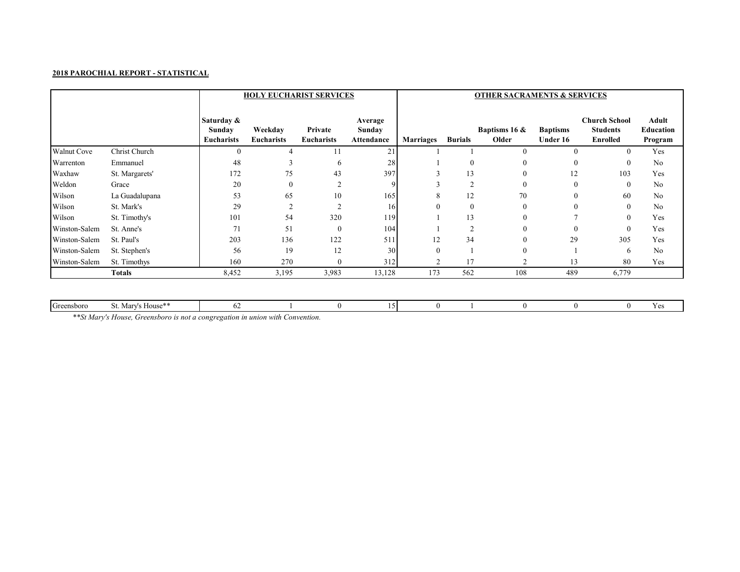**2018 PAROCHIAL REPORT - STATISTICAL**

| | | HOLY EUCHARIST SERVICES | | | | OTHER SACRAMENTS & SERVICES | | | | | |
|---|---|---|---|---|---|---|---|---|---|---|---|
| | | Saturday & Sunday Eucharists | Weekday Eucharists | Private Eucharists | Average Sunday Attendance | Marriages | Burials | Baptisms 16 & Older | Baptisms Under 16 | Church School Students Enrolled | Adult Education Program |
| Walnut Cove | Christ Church | 0 | 4 | 11 | 21 | 1 | 1 | 0 | 0 | 0 | Yes |
| Warrenton | Emmanuel | 48 | 3 | 6 | 28 | 1 | 0 | 0 | 0 | 0 | No |
| Waxhaw | St. Margarets' | 172 | 75 | 43 | 397 | 3 | 13 | 0 | 12 | 103 | Yes |
| Weldon | Grace | 20 | 0 | 2 | 9 | 3 | 2 | 0 | 0 | 0 | No |
| Wilson | La Guadalupana | 53 | 65 | 10 | 165 | 8 | 12 | 70 | 0 | 60 | No |
| Wilson | St. Mark's | 29 | 2 | 2 | 16 | 0 | 0 | 0 | 0 | 0 | No |
| Wilson | St. Timothy's | 101 | 54 | 320 | 119 | 1 | 13 | 0 | 7 | 0 | Yes |
| Winston-Salem | St. Anne's | 71 | 51 | 0 | 104 | 1 | 2 | 0 | 0 | 0 | Yes |
| Winston-Salem | St. Paul's | 203 | 136 | 122 | 511 | 12 | 34 | 0 | 29 | 305 | Yes |
| Winston-Salem | St. Stephen's | 56 | 19 | 12 | 30 | 0 | 1 | 0 | 1 | 6 | No |
| Winston-Salem | St. Timothys | 160 | 270 | 0 | 312 | 2 | 17 | 2 | 13 | 80 | Yes |
| | **Totals** | 8,452 | 3,195 | 3,983 | 13,128 | 173 | 562 | 108 | 489 | 6,779 | |

| | | | | | | | | | | | |
|---|---|---|---|---|---|---|---|---|---|---|---|
| Greensboro | St. Mary's House** | 62 | 1 | 0 | 15 | 0 | 1 | 0 | 0 | 0 | Yes |

*\*\*St Mary's House, Greensboro is not a congregation in union with Convention.*